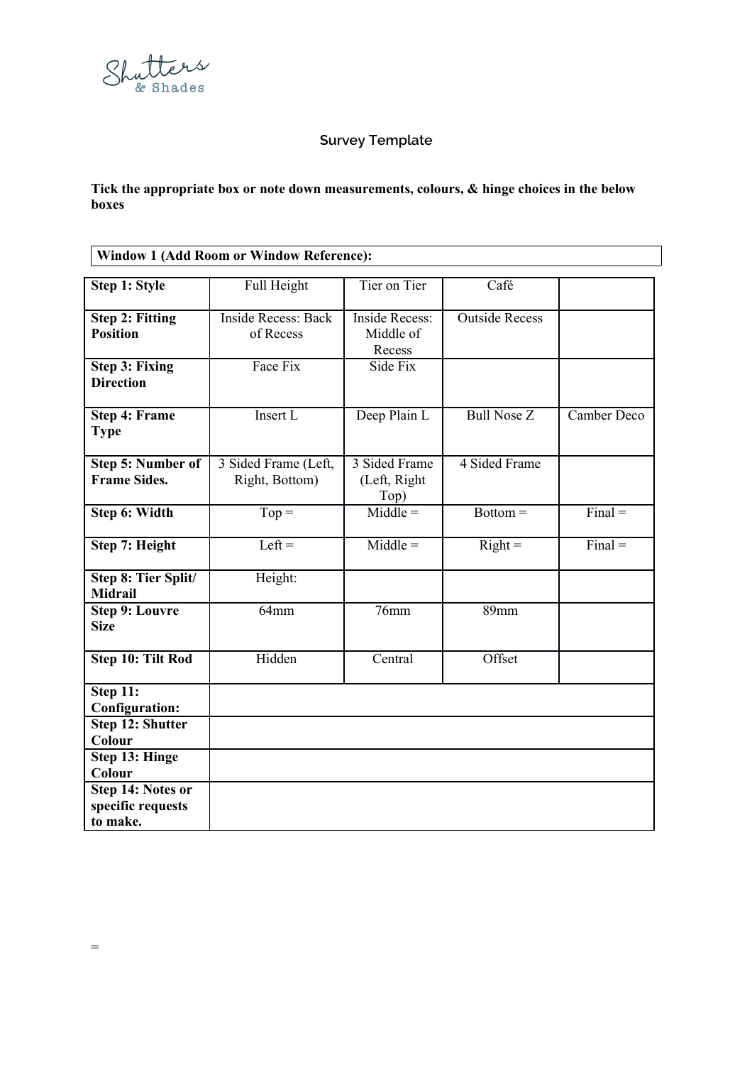Shutters & Shades

# Survey Template

**Tick the appropriate box or note down measurements, colours, & hinge choices in the below boxes**

| **Window 1 (Add Room or Window Reference):** |
|---|

| | | | | |
|---|---|---|---|---|
| **Step 1: Style** | Full Height | Tier on Tier | Café | |
| **Step 2: Fitting Position** | Inside Recess: Back of Recess | Inside Recess: Middle of Recess | Outside Recess | |
| **Step 3: Fixing Direction** | Face Fix | Side Fix | | |
| **Step 4: Frame Type** | Insert L | Deep Plain L | Bull Nose Z | Camber Deco |
| **Step 5: Number of Frame Sides.** | 3 Sided Frame (Left, Right, Bottom) | 3 Sided Frame (Left, Right Top) | 4 Sided Frame | |
| **Step 6: Width** | Top = | Middle = | Bottom = | Final = |
| **Step 7: Height** | Left = | Middle = | Right = | Final = |
| **Step 8: Tier Split/ Midrail** | Height: | | | |
| **Step 9: Louvre Size** | 64mm | 76mm | 89mm | |
| **Step 10: Tilt Rod** | Hidden | Central | Offset | |
| **Step 11: Configuration:** | | | | |
| **Step 12: Shutter Colour** | | | | |
| **Step 13: Hinge Colour** | | | | |
| **Step 14: Notes or specific requests to make.** | | | | |

=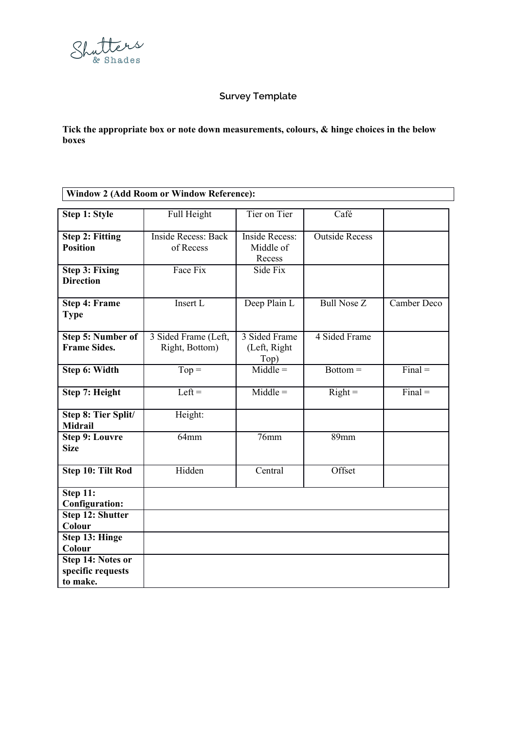Shutters & Shades

## Survey Template

**Tick the appropriate box or note down measurements, colours, & hinge choices in the below boxes**

| **Window 2 (Add Room or Window Reference):** |
| --- |

| | | | | |
| --- | --- | --- | --- | --- |
| **Step 1: Style** | Full Height | Tier on Tier | Café | |
| **Step 2: Fitting Position** | Inside Recess: Back of Recess | Inside Recess: Middle of Recess | Outside Recess | |
| **Step 3: Fixing Direction** | Face Fix | Side Fix | | |
| **Step 4: Frame Type** | Insert L | Deep Plain L | Bull Nose Z | Camber Deco |
| **Step 5: Number of Frame Sides.** | 3 Sided Frame (Left, Right, Bottom) | 3 Sided Frame (Left, Right Top) | 4 Sided Frame | |
| **Step 6: Width** | Top = | Middle = | Bottom = | Final = |
| **Step 7: Height** | Left = | Middle = | Right = | Final = |
| **Step 8: Tier Split/ Midrail** | Height: | | | |
| **Step 9: Louvre Size** | 64mm | 76mm | 89mm | |
| **Step 10: Tilt Rod** | Hidden | Central | Offset | |
| **Step 11: Configuration:** | | | | |
| **Step 12: Shutter Colour** | | | | |
| **Step 13: Hinge Colour** | | | | |
| **Step 14: Notes or specific requests to make.** | | | | |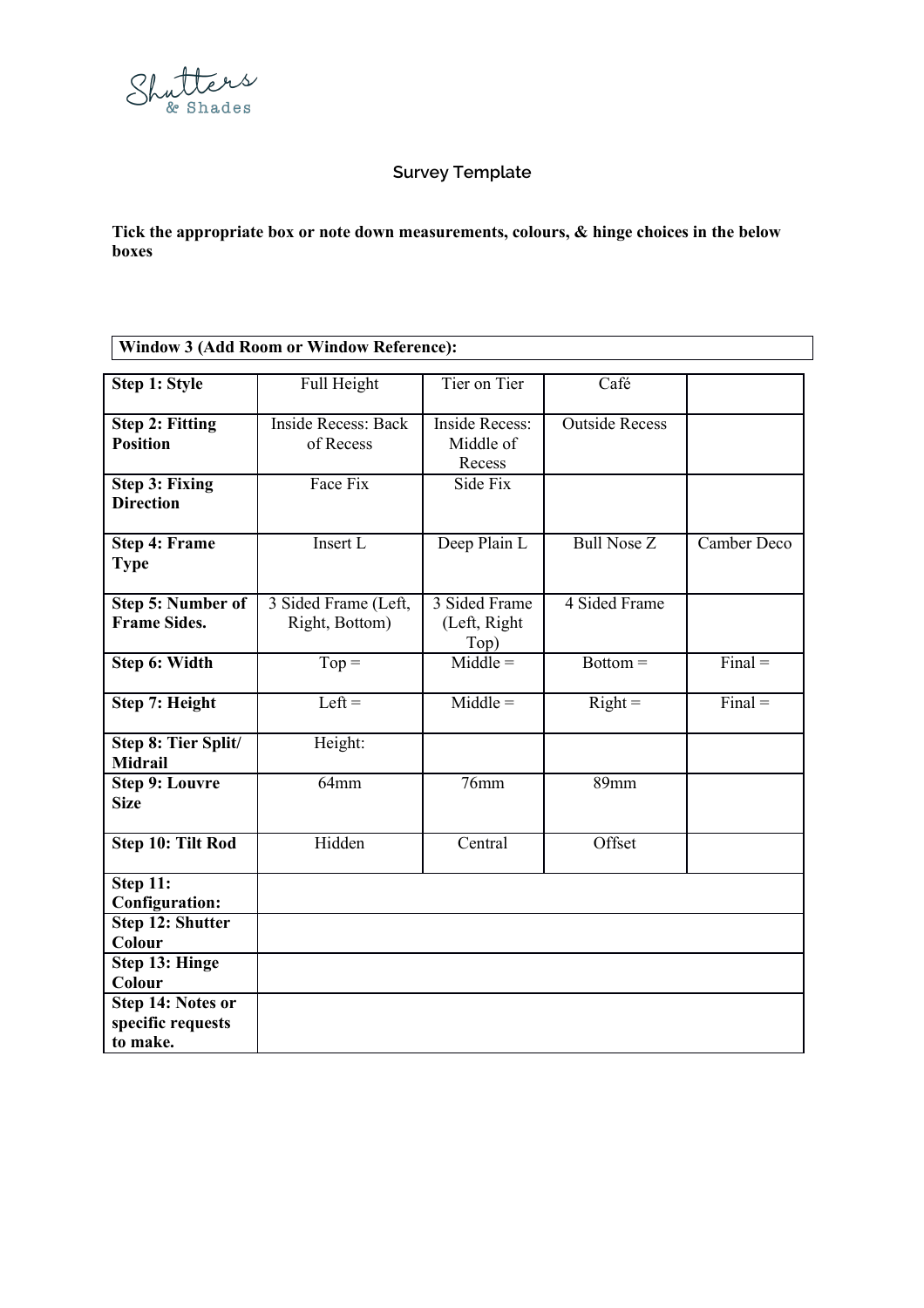Shutters & Shades

Survey Template

**Tick the appropriate box or note down measurements, colours, & hinge choices in the below boxes**

| **Window 3 (Add Room or Window Reference):** |
|---|

| | | | | |
|---|---|---|---|---|
| **Step 1: Style** | Full Height | Tier on Tier | Café | |
| **Step 2: Fitting Position** | Inside Recess: Back of Recess | Inside Recess: Middle of Recess | Outside Recess | |
| **Step 3: Fixing Direction** | Face Fix | Side Fix | | |
| **Step 4: Frame Type** | Insert L | Deep Plain L | Bull Nose Z | Camber Deco |
| **Step 5: Number of Frame Sides.** | 3 Sided Frame (Left, Right, Bottom) | 3 Sided Frame (Left, Right Top) | 4 Sided Frame | |
| **Step 6: Width** | Top = | Middle = | Bottom = | Final = |
| **Step 7: Height** | Left = | Middle = | Right = | Final = |
| **Step 8: Tier Split/ Midrail** | Height: | | | |
| **Step 9: Louvre Size** | 64mm | 76mm | 89mm | |
| **Step 10: Tilt Rod** | Hidden | Central | Offset | |
| **Step 11: Configuration:** | | | | |
| **Step 12: Shutter Colour** | | | | |
| **Step 13: Hinge Colour** | | | | |
| **Step 14: Notes or specific requests to make.** | | | | |